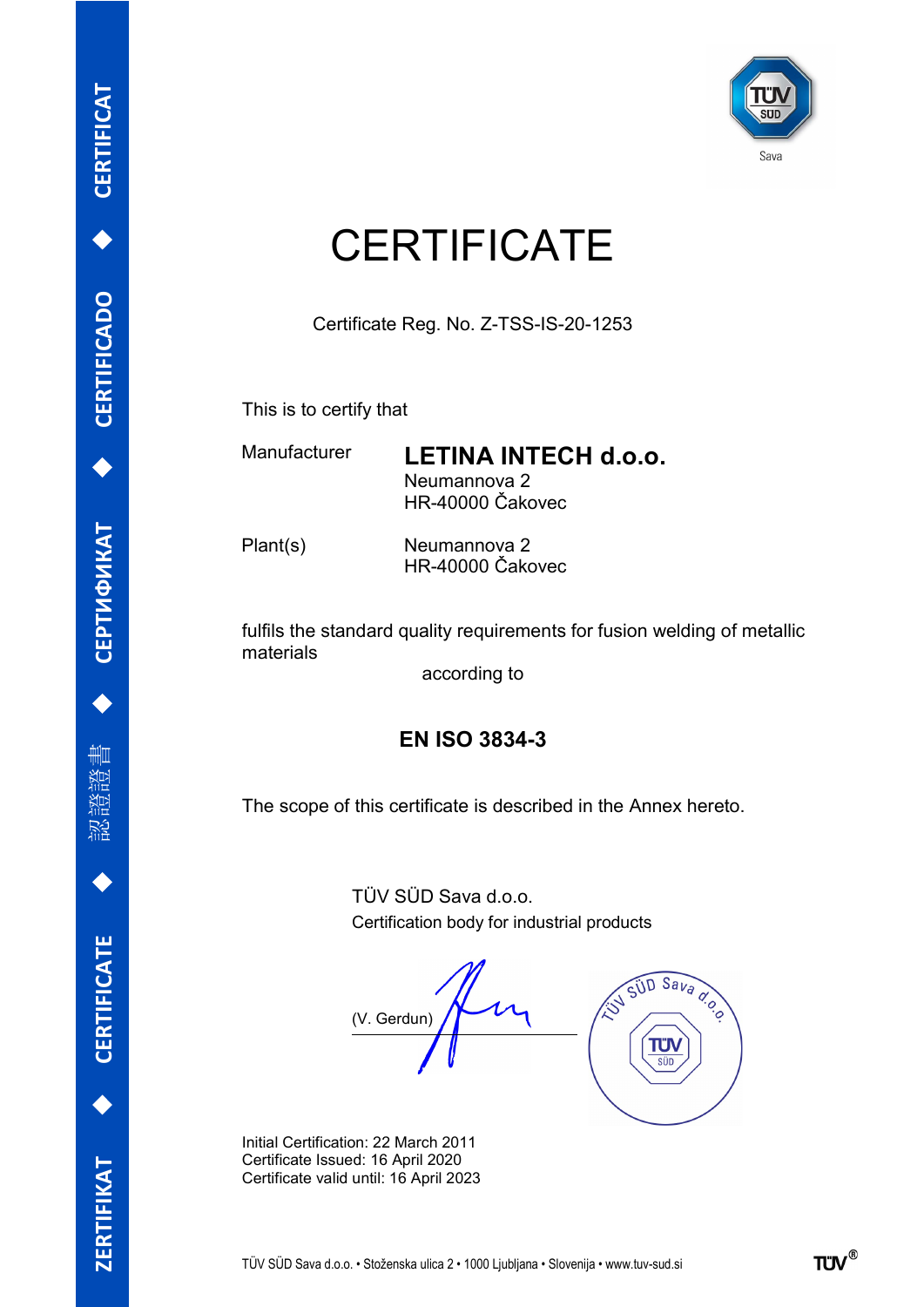# CERTIFICATE

Certificate Reg. No. Z-TSS-IS-20-1253

This is to certify that

Manufacturer **LETINA INTECH d.o.o.**
Neumannova 2
HR-40000 Čakovec

Plant(s) Neumannova 2
HR-40000 Čakovec

fulfils the standard quality requirements for fusion welding of metallic materials

according to

**EN ISO 3834-3**

The scope of this certificate is described in the Annex hereto.

TÜV SÜD Sava d.o.o.
Certification body for industrial products

(V. Gerdun)

Initial Certification: 22 March 2011
Certificate Issued: 16 April 2020
Certificate valid until: 16 April 2023

TÜV SÜD Sava d.o.o. • Stoženska ulica 2 • 1000 Ljubljana • Slovenija • www.tuv-sud.si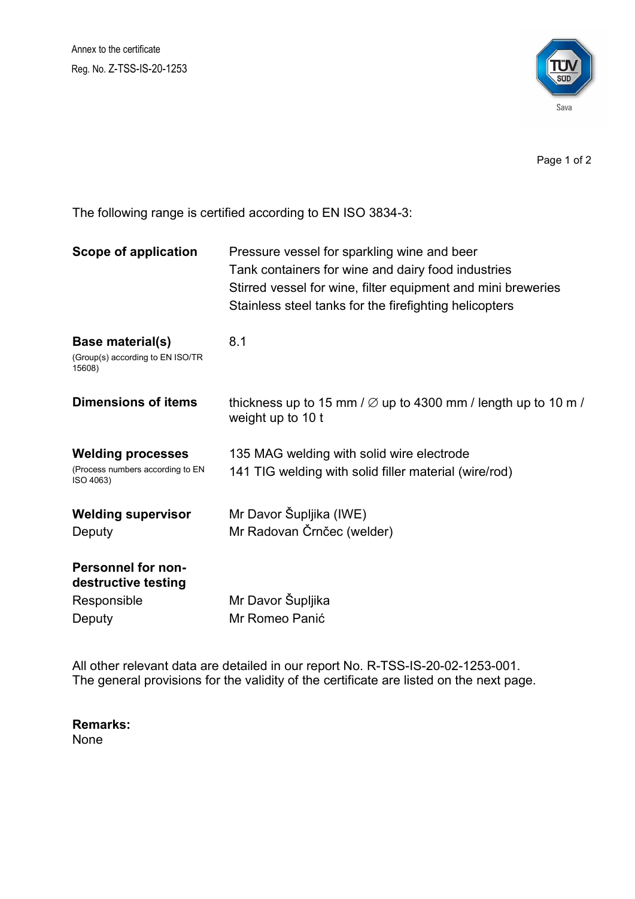Annex to the certificate

Reg. No. Z-TSS-IS-20-1253

The following range is certified according to EN ISO 3834-3:

| | |
|---|---|
| **Scope of application** | Pressure vessel for sparkling wine and beer<br>Tank containers for wine and dairy food industries<br>Stirred vessel for wine, filter equipment and mini breweries<br>Stainless steel tanks for the firefighting helicopters |
| **Base material(s)**<br>(Group(s) according to EN ISO/TR 15608) | 8.1 |
| **Dimensions of items** | thickness up to 15 mm / ∅ up to 4300 mm / length up to 10 m / weight up to 10 t |
| **Welding processes**<br>(Process numbers according to EN ISO 4063) | 135 MAG welding with solid wire electrode<br>141 TIG welding with solid filler material (wire/rod) |
| **Welding supervisor** | Mr Davor Šupljika (IWE) |
| Deputy | Mr Radovan Črnčec (welder) |
| **Personnel for non-destructive testing** | |
| Responsible | Mr Davor Šupljika |
| Deputy | Mr Romeo Panić |

All other relevant data are detailed in our report No. R-TSS-IS-20-02-1253-001.
The general provisions for the validity of the certificate are listed on the next page.

**Remarks:**
None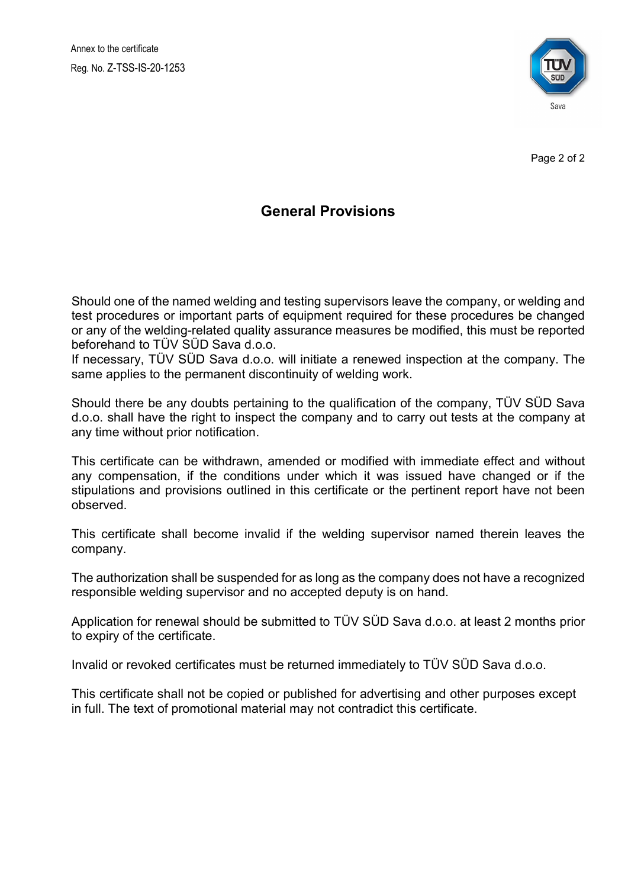Annex to the certificate

Reg. No. Z-TSS-IS-20-1253

## General Provisions

Should one of the named welding and testing supervisors leave the company, or welding and test procedures or important parts of equipment required for these procedures be changed or any of the welding-related quality assurance measures be modified, this must be reported beforehand to TÜV SÜD Sava d.o.o.
If necessary, TÜV SÜD Sava d.o.o. will initiate a renewed inspection at the company. The same applies to the permanent discontinuity of welding work.

Should there be any doubts pertaining to the qualification of the company, TÜV SÜD Sava d.o.o. shall have the right to inspect the company and to carry out tests at the company at any time without prior notification.

This certificate can be withdrawn, amended or modified with immediate effect and without any compensation, if the conditions under which it was issued have changed or if the stipulations and provisions outlined in this certificate or the pertinent report have not been observed.

This certificate shall become invalid if the welding supervisor named therein leaves the company.

The authorization shall be suspended for as long as the company does not have a recognized responsible welding supervisor and no accepted deputy is on hand.

Application for renewal should be submitted to TÜV SÜD Sava d.o.o. at least 2 months prior to expiry of the certificate.

Invalid or revoked certificates must be returned immediately to TÜV SÜD Sava d.o.o.

This certificate shall not be copied or published for advertising and other purposes except in full. The text of promotional material may not contradict this certificate.